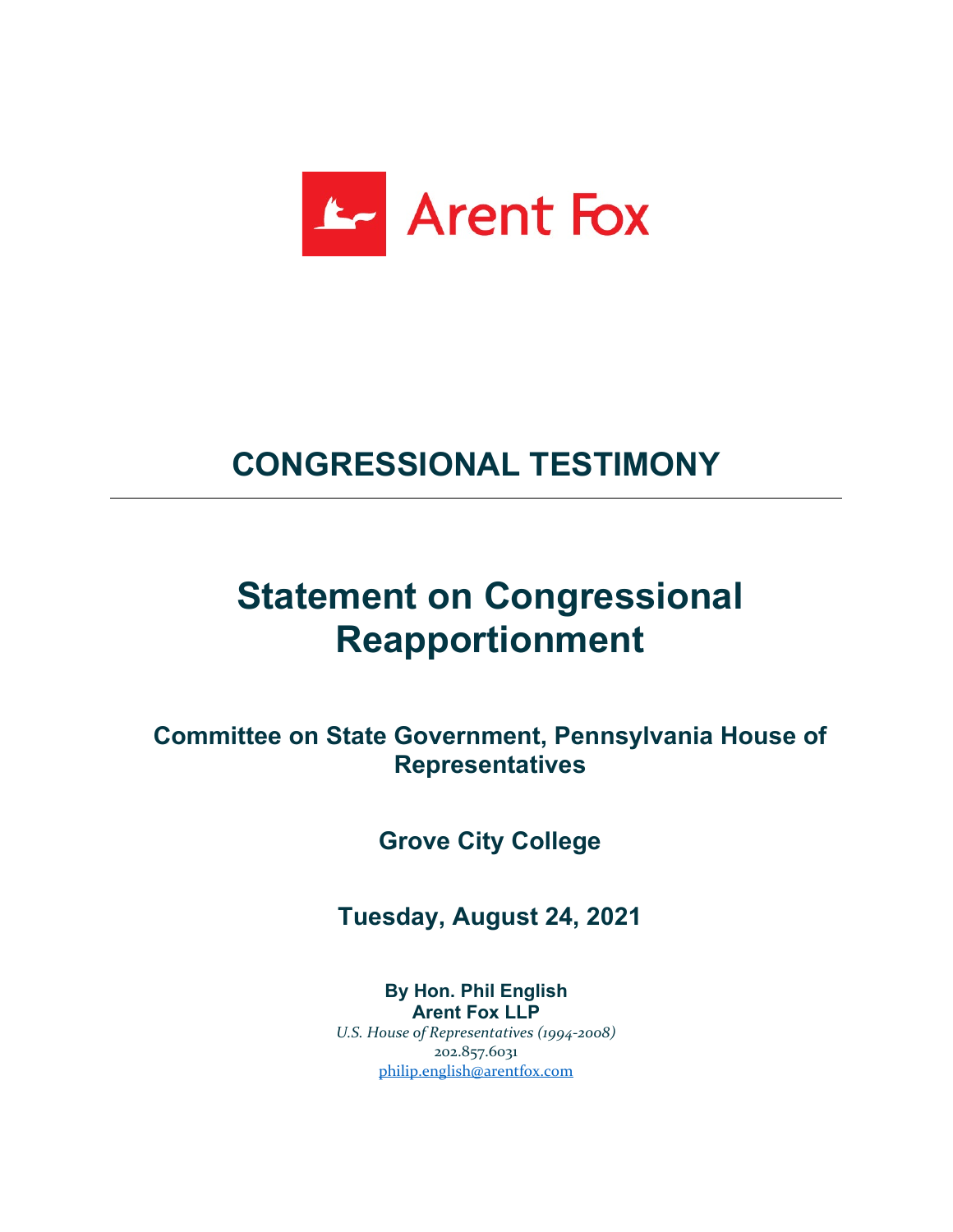Arent Fox

# CONGRESSIONAL TESTIMONY

---

# Statement on Congressional Reapportionment

### Committee on State Government, Pennsylvania House of Representatives

### Grove City College

### Tuesday, August 24, 2021

**By Hon. Phil English**
**Arent Fox LLP**
*U.S. House of Representatives (1994-2008)*
202.857.6031
philip.english@arentfox.com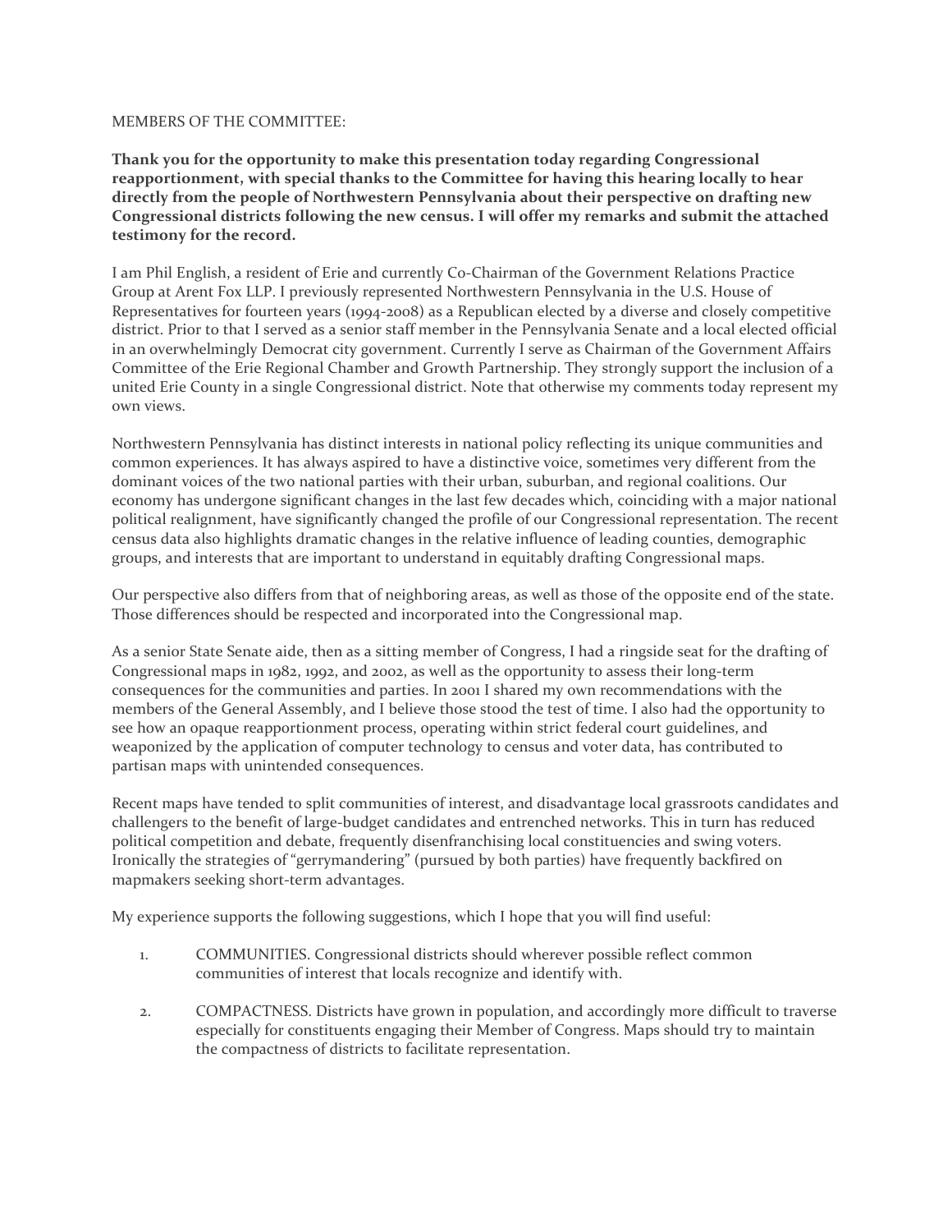MEMBERS OF THE COMMITTEE:

**Thank you for the opportunity to make this presentation today regarding Congressional reapportionment, with special thanks to the Committee for having this hearing locally to hear directly from the people of Northwestern Pennsylvania about their perspective on drafting new Congressional districts following the new census. I will offer my remarks and submit the attached testimony for the record.**

I am Phil English, a resident of Erie and currently Co-Chairman of the Government Relations Practice Group at Arent Fox LLP. I previously represented Northwestern Pennsylvania in the U.S. House of Representatives for fourteen years (1994-2008) as a Republican elected by a diverse and closely competitive district. Prior to that I served as a senior staff member in the Pennsylvania Senate and a local elected official in an overwhelmingly Democrat city government. Currently I serve as Chairman of the Government Affairs Committee of the Erie Regional Chamber and Growth Partnership. They strongly support the inclusion of a united Erie County in a single Congressional district. Note that otherwise my comments today represent my own views.

Northwestern Pennsylvania has distinct interests in national policy reflecting its unique communities and common experiences. It has always aspired to have a distinctive voice, sometimes very different from the dominant voices of the two national parties with their urban, suburban, and regional coalitions. Our economy has undergone significant changes in the last few decades which, coinciding with a major national political realignment, have significantly changed the profile of our Congressional representation. The recent census data also highlights dramatic changes in the relative influence of leading counties, demographic groups, and interests that are important to understand in equitably drafting Congressional maps.

Our perspective also differs from that of neighboring areas, as well as those of the opposite end of the state. Those differences should be respected and incorporated into the Congressional map.

As a senior State Senate aide, then as a sitting member of Congress, I had a ringside seat for the drafting of Congressional maps in 1982, 1992, and 2002, as well as the opportunity to assess their long-term consequences for the communities and parties. In 2001 I shared my own recommendations with the members of the General Assembly, and I believe those stood the test of time. I also had the opportunity to see how an opaque reapportionment process, operating within strict federal court guidelines, and weaponized by the application of computer technology to census and voter data, has contributed to partisan maps with unintended consequences.

Recent maps have tended to split communities of interest, and disadvantage local grassroots candidates and challengers to the benefit of large-budget candidates and entrenched networks. This in turn has reduced political competition and debate, frequently disenfranchising local constituencies and swing voters. Ironically the strategies of "gerrymandering" (pursued by both parties) have frequently backfired on mapmakers seeking short-term advantages.

My experience supports the following suggestions, which I hope that you will find useful:

1. COMMUNITIES. Congressional districts should wherever possible reflect common communities of interest that locals recognize and identify with.

2. COMPACTNESS. Districts have grown in population, and accordingly more difficult to traverse especially for constituents engaging their Member of Congress. Maps should try to maintain the compactness of districts to facilitate representation.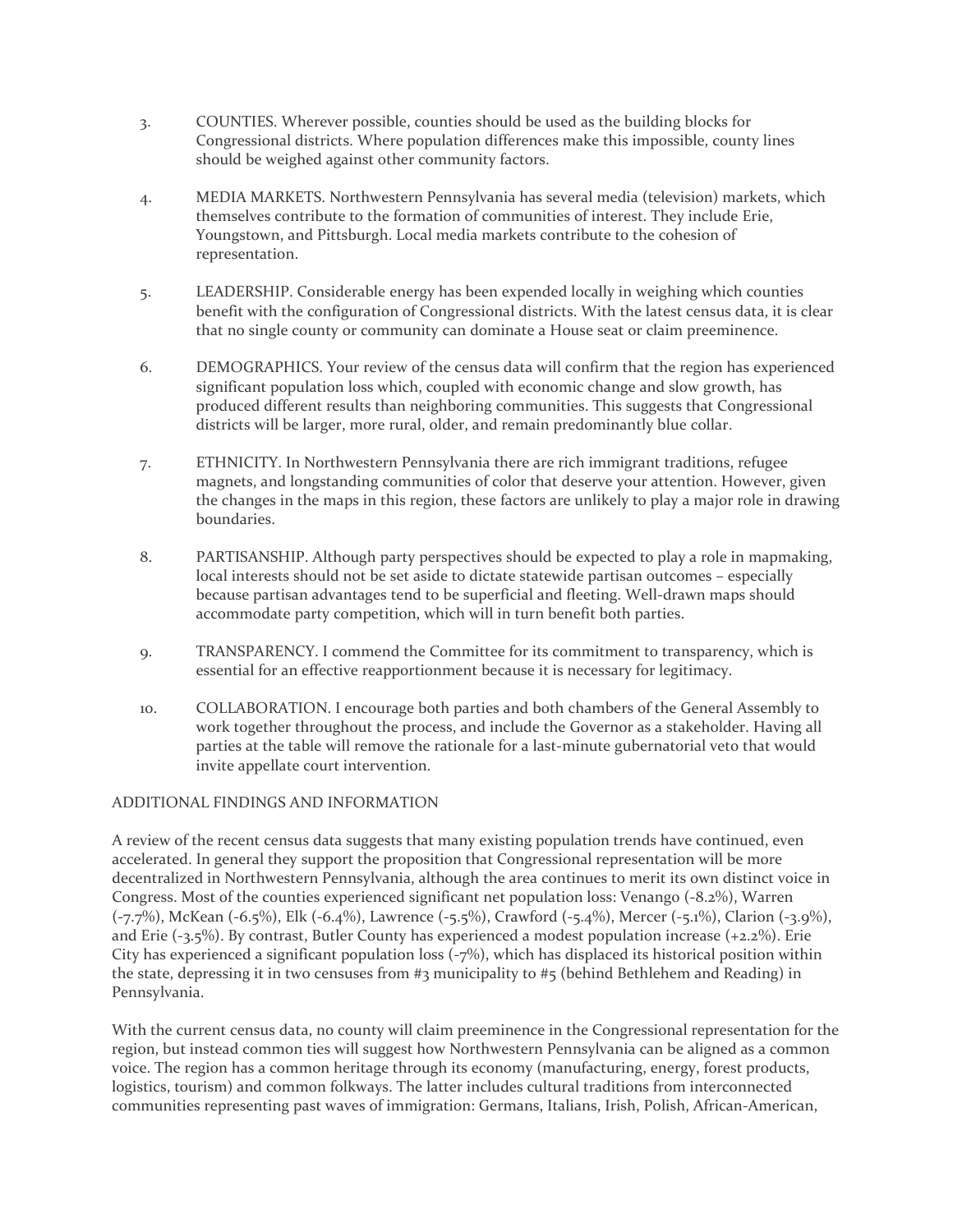3. COUNTIES. Wherever possible, counties should be used as the building blocks for Congressional districts. Where population differences make this impossible, county lines should be weighed against other community factors.

4. MEDIA MARKETS. Northwestern Pennsylvania has several media (television) markets, which themselves contribute to the formation of communities of interest. They include Erie, Youngstown, and Pittsburgh. Local media markets contribute to the cohesion of representation.

5. LEADERSHIP. Considerable energy has been expended locally in weighing which counties benefit with the configuration of Congressional districts. With the latest census data, it is clear that no single county or community can dominate a House seat or claim preeminence.

6. DEMOGRAPHICS. Your review of the census data will confirm that the region has experienced significant population loss which, coupled with economic change and slow growth, has produced different results than neighboring communities. This suggests that Congressional districts will be larger, more rural, older, and remain predominantly blue collar.

7. ETHNICITY. In Northwestern Pennsylvania there are rich immigrant traditions, refugee magnets, and longstanding communities of color that deserve your attention. However, given the changes in the maps in this region, these factors are unlikely to play a major role in drawing boundaries.

8. PARTISANSHIP. Although party perspectives should be expected to play a role in mapmaking, local interests should not be set aside to dictate statewide partisan outcomes – especially because partisan advantages tend to be superficial and fleeting. Well-drawn maps should accommodate party competition, which will in turn benefit both parties.

9. TRANSPARENCY. I commend the Committee for its commitment to transparency, which is essential for an effective reapportionment because it is necessary for legitimacy.

10. COLLABORATION. I encourage both parties and both chambers of the General Assembly to work together throughout the process, and include the Governor as a stakeholder. Having all parties at the table will remove the rationale for a last-minute gubernatorial veto that would invite appellate court intervention.

ADDITIONAL FINDINGS AND INFORMATION

A review of the recent census data suggests that many existing population trends have continued, even accelerated. In general they support the proposition that Congressional representation will be more decentralized in Northwestern Pennsylvania, although the area continues to merit its own distinct voice in Congress. Most of the counties experienced significant net population loss: Venango (-8.2%), Warren (-7.7%), McKean (-6.5%), Elk (-6.4%), Lawrence (-5.5%), Crawford (-5.4%), Mercer (-5.1%), Clarion (-3.9%), and Erie (-3.5%). By contrast, Butler County has experienced a modest population increase (+2.2%). Erie City has experienced a significant population loss (-7%), which has displaced its historical position within the state, depressing it in two censuses from #3 municipality to #5 (behind Bethlehem and Reading) in Pennsylvania.

With the current census data, no county will claim preeminence in the Congressional representation for the region, but instead common ties will suggest how Northwestern Pennsylvania can be aligned as a common voice. The region has a common heritage through its economy (manufacturing, energy, forest products, logistics, tourism) and common folkways. The latter includes cultural traditions from interconnected communities representing past waves of immigration: Germans, Italians, Irish, Polish, African-American,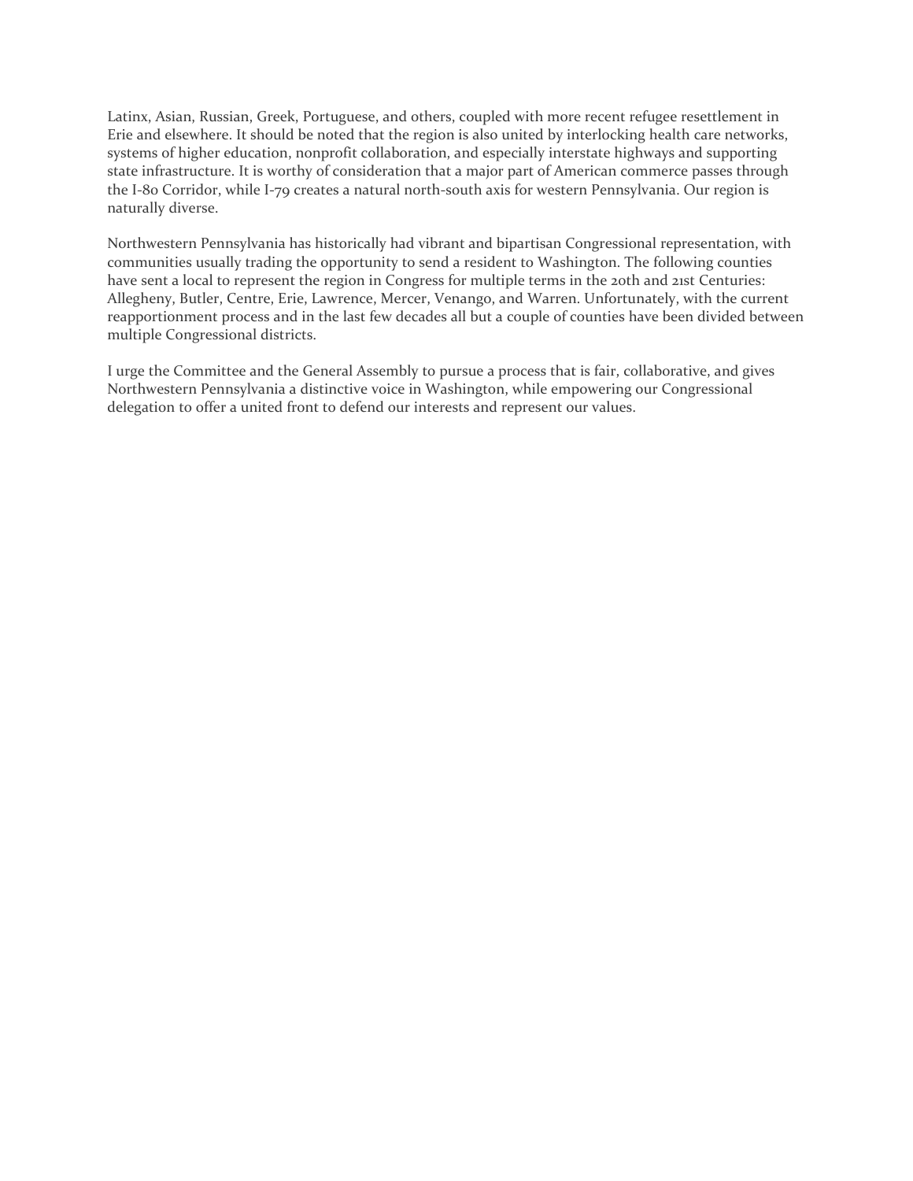Latinx, Asian, Russian, Greek, Portuguese, and others, coupled with more recent refugee resettlement in Erie and elsewhere. It should be noted that the region is also united by interlocking health care networks, systems of higher education, nonprofit collaboration, and especially interstate highways and supporting state infrastructure. It is worthy of consideration that a major part of American commerce passes through the I-80 Corridor, while I-79 creates a natural north-south axis for western Pennsylvania. Our region is naturally diverse.

Northwestern Pennsylvania has historically had vibrant and bipartisan Congressional representation, with communities usually trading the opportunity to send a resident to Washington. The following counties have sent a local to represent the region in Congress for multiple terms in the 20th and 21st Centuries: Allegheny, Butler, Centre, Erie, Lawrence, Mercer, Venango, and Warren. Unfortunately, with the current reapportionment process and in the last few decades all but a couple of counties have been divided between multiple Congressional districts.

I urge the Committee and the General Assembly to pursue a process that is fair, collaborative, and gives Northwestern Pennsylvania a distinctive voice in Washington, while empowering our Congressional delegation to offer a united front to defend our interests and represent our values.